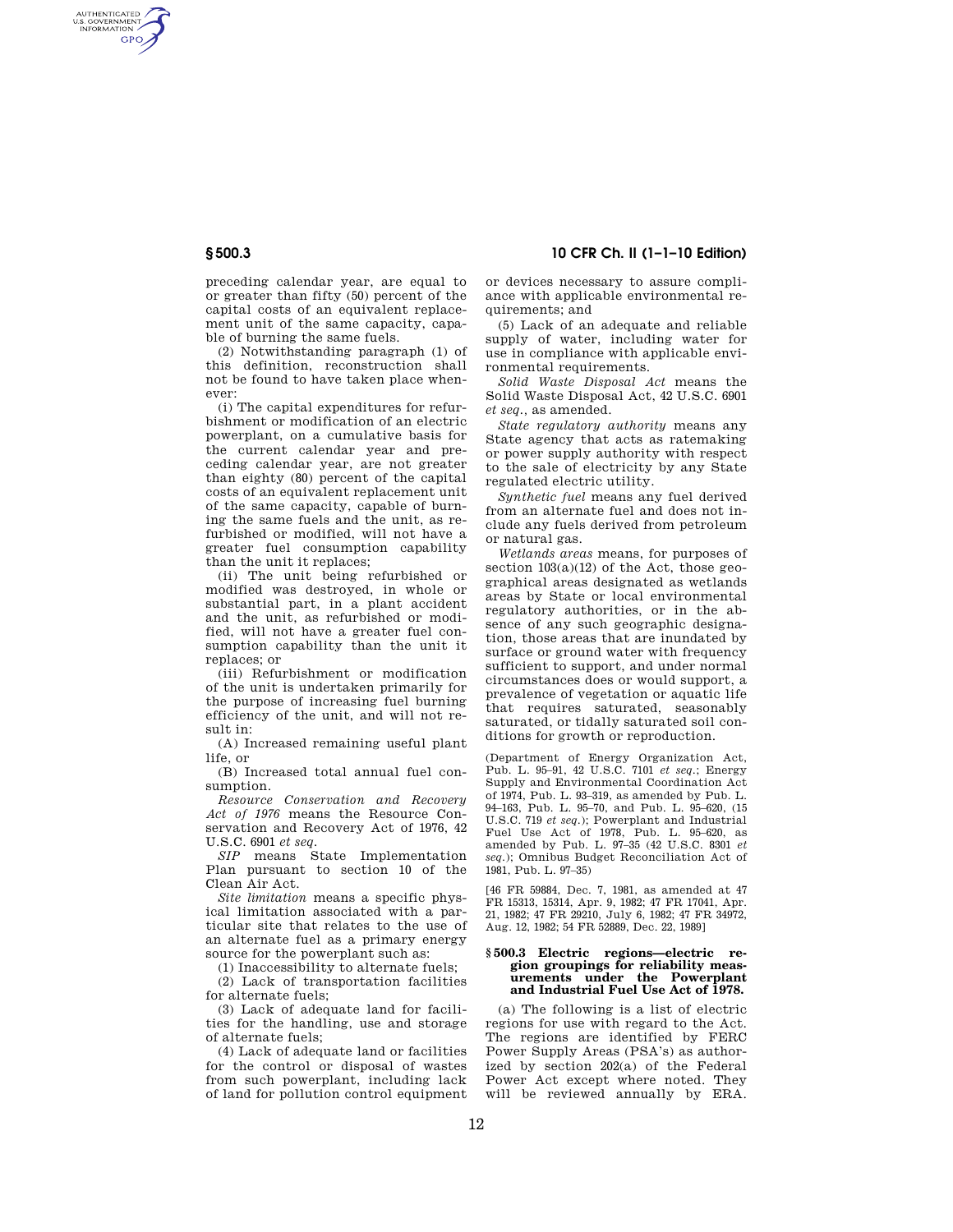preceding calendar year, are equal to or greater than fifty (50) percent of the capital costs of an equivalent replacement unit of the same capacity, capable of burning the same fuels.

(2) Notwithstanding paragraph (1) of this definition, reconstruction shall not be found to have taken place whenever:

(i) The capital expenditures for refurbishment or modification of an electric powerplant, on a cumulative basis for the current calendar year and preceding calendar year, are not greater than eighty (80) percent of the capital costs of an equivalent replacement unit of the same capacity, capable of burning the same fuels and the unit, as refurbished or modified, will not have a greater fuel consumption capability than the unit it replaces;

(ii) The unit being refurbished or modified was destroyed, in whole or substantial part, in a plant accident and the unit, as refurbished or modified, will not have a greater fuel consumption capability than the unit it replaces; or

(iii) Refurbishment or modification of the unit is undertaken primarily for the purpose of increasing fuel burning efficiency of the unit, and will not result in:

(A) Increased remaining useful plant life, or

(B) Increased total annual fuel consumption.

*Resource Conservation and Recovery Act of 1976* means the Resource Conservation and Recovery Act of 1976, 42 U.S.C. 6901 *et seq.*

*SIP* means State Implementation Plan pursuant to section 10 of the Clean Air Act.

*Site limitation* means a specific physical limitation associated with a particular site that relates to the use of an alternate fuel as a primary energy source for the powerplant such as:

(1) Inaccessibility to alternate fuels;

(2) Lack of transportation facilities for alternate fuels;

(3) Lack of adequate land for facilities for the handling, use and storage of alternate fuels;

(4) Lack of adequate land or facilities for the control or disposal of wastes from such powerplant, including lack of land for pollution control equipment or devices necessary to assure compliance with applicable environmental requirements; and

(5) Lack of an adequate and reliable supply of water, including water for use in compliance with applicable environmental requirements.

*Solid Waste Disposal Act* means the Solid Waste Disposal Act, 42 U.S.C. 6901 *et seq.*, as amended.

*State regulatory authority* means any State agency that acts as ratemaking or power supply authority with respect to the sale of electricity by any State regulated electric utility.

*Synthetic fuel* means any fuel derived from an alternate fuel and does not include any fuels derived from petroleum or natural gas.

*Wetlands areas* means, for purposes of section 103(a)(12) of the Act, those geographical areas designated as wetlands areas by State or local environmental regulatory authorities, or in the absence of any such geographic designation, those areas that are inundated by surface or ground water with frequency sufficient to support, and under normal circumstances does or would support, a prevalence of vegetation or aquatic life that requires saturated, seasonably saturated, or tidally saturated soil conditions for growth or reproduction.

(Department of Energy Organization Act, Pub. L. 95–91, 42 U.S.C. 7101 *et seq.*; Energy Supply and Environmental Coordination Act of 1974, Pub. L. 93–319, as amended by Pub. L. 94–163, Pub. L. 95–70, and Pub. L. 95–620, (15 U.S.C. 719 *et seq.*); Powerplant and Industrial Fuel Use Act of 1978, Pub. L. 95–620, as amended by Pub. L. 97–35 (42 U.S.C. 8301 *et seq.*); Omnibus Budget Reconciliation Act of 1981, Pub. L. 97–35)

[46 FR 59884, Dec. 7, 1981, as amended at 47 FR 15313, 15314, Apr. 9, 1982; 47 FR 17041, Apr. 21, 1982; 47 FR 29210, July 6, 1982; 47 FR 34972, Aug. 12, 1982; 54 FR 52889, Dec. 22, 1989]

### § 500.3 Electric regions—electric region groupings for reliability measurements under the Powerplant and Industrial Fuel Use Act of 1978.

(a) The following is a list of electric regions for use with regard to the Act. The regions are identified by FERC Power Supply Areas (PSA's) as authorized by section 202(a) of the Federal Power Act except where noted. They will be reviewed annually by ERA.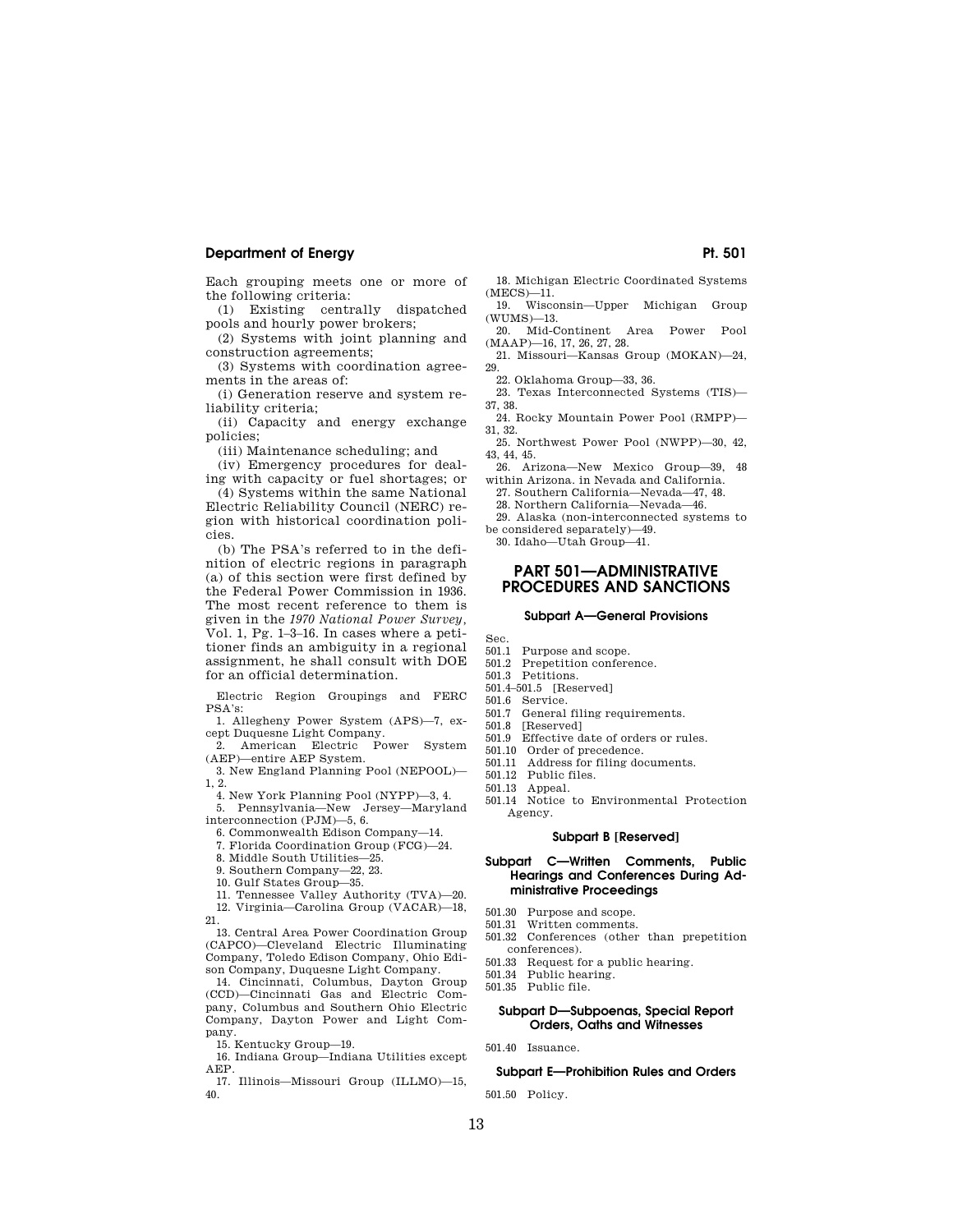Each grouping meets one or more of the following criteria:

(1) Existing centrally dispatched pools and hourly power brokers;

(2) Systems with joint planning and construction agreements;

(3) Systems with coordination agreements in the areas of:

(i) Generation reserve and system reliability criteria;

(ii) Capacity and energy exchange policies;

(iii) Maintenance scheduling; and

(iv) Emergency procedures for dealing with capacity or fuel shortages; or

(4) Systems within the same National Electric Reliability Council (NERC) region with historical coordination policies.

(b) The PSA's referred to in the definition of electric regions in paragraph (a) of this section were first defined by the Federal Power Commission in 1936. The most recent reference to them is given in the *1970 National Power Survey*, Vol. 1, Pg. 1–3–16. In cases where a petitioner finds an ambiguity in a regional assignment, he shall consult with DOE for an official determination.

Electric Region Groupings and FERC PSA's:

1. Allegheny Power System (APS)—7, except Duquesne Light Company.
2. American Electric Power System (AEP)—entire AEP System.
3. New England Planning Pool (NEPOOL)—1, 2.
4. New York Planning Pool (NYPP)—3, 4.
5. Pennsylvania—New Jersey—Maryland interconnection (PJM)—5, 6.
6. Commonwealth Edison Company—14.
7. Florida Coordination Group (FCG)—24.
8. Middle South Utilities—25.
9. Southern Company—22, 23.
10. Gulf States Group—35.
11. Tennessee Valley Authority (TVA)—20.
12. Virginia—Carolina Group (VACAR)—18, 21.
13. Central Area Power Coordination Group (CAPCO)—Cleveland Electric Illuminating Company, Toledo Edison Company, Ohio Edison Company, Duquesne Light Company.
14. Cincinnati, Columbus, Dayton Group (CCD)—Cincinnati Gas and Electric Company, Columbus and Southern Ohio Electric Company, Dayton Power and Light Company.
15. Kentucky Group—19.
16. Indiana Group—Indiana Utilities except AEP.
17. Illinois—Missouri Group (ILLMO)—15, 40.
18. Michigan Electric Coordinated Systems (MECS)—11.
19. Wisconsin—Upper Michigan Group (WUMS)—13.
20. Mid-Continent Area Power Pool (MAAP)—16, 17, 26, 27, 28.
21. Missouri—Kansas Group (MOKAN)—24, 29.
22. Oklahoma Group—33, 36.
23. Texas Interconnected Systems (TIS)—37, 38.
24. Rocky Mountain Power Pool (RMPP)—31, 32.
25. Northwest Power Pool (NWPP)—30, 42, 43, 44, 45.
26. Arizona—New Mexico Group—39, 48 within Arizona. in Nevada and California.
27. Southern California—Nevada—47, 48.
28. Northern California—Nevada—46.
29. Alaska (non-interconnected systems to be considered separately)—49.
30. Idaho—Utah Group—41.

# PART 501—ADMINISTRATIVE PROCEDURES AND SANCTIONS

## Subpart A—General Provisions

Sec.

501.1 Purpose and scope.
501.2 Prepetition conference.
501.3 Petitions.
501.4–501.5 [Reserved]
501.6 Service.
501.7 General filing requirements.
501.8 [Reserved]
501.9 Effective date of orders or rules.
501.10 Order of precedence.
501.11 Address for filing documents.
501.12 Public files.
501.13 Appeal.
501.14 Notice to Environmental Protection Agency.

## Subpart B [Reserved]

## Subpart C—Written Comments, Public Hearings and Conferences During Administrative Proceedings

501.30 Purpose and scope.
501.31 Written comments.
501.32 Conferences (other than prepetition conferences).
501.33 Request for a public hearing.
501.34 Public hearing.
501.35 Public file.

## Subpart D—Subpoenas, Special Report Orders, Oaths and Witnesses

501.40 Issuance.

## Subpart E—Prohibition Rules and Orders

501.50 Policy.